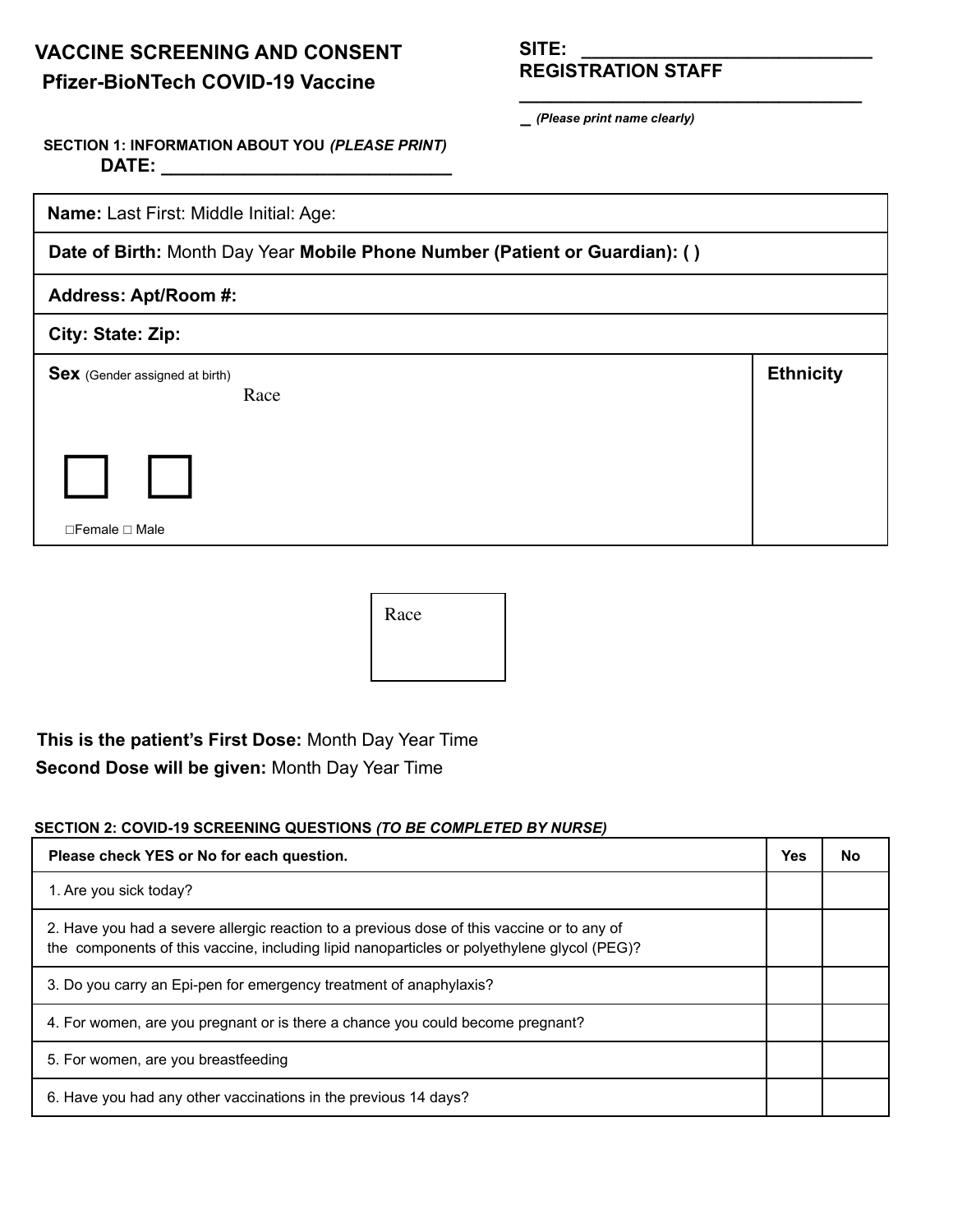# VACCINE SCREENING AND CONSENT

## Pfizer-BioNTech COVID-19 Vaccine

**SITE: ____________________________**

**REGISTRATION STAFF**

**___________________________________**

**_** ***(Please print name clearly)***

**SECTION 1: INFORMATION ABOUT YOU** ***(PLEASE PRINT)***

**DATE: ____________________________**

| **Name:** Last First: Middle Initial: Age: | |
|---|---|
| **Date of Birth:** Month Day Year **Mobile Phone Number (Patient or Guardian): ( )** | |
| **Address: Apt/Room #:** | |
| **City: State: Zip:** | |
| **Sex** (Gender assigned at birth) Race<br><br>☐ ☐<br><br>☐Female ☐ Male | **Ethnicity** |

Race

**This is the patient's First Dose:** Month Day Year Time

**Second Dose will be given:** Month Day Year Time

**SECTION 2: COVID-19 SCREENING QUESTIONS** ***(TO BE COMPLETED BY NURSE)***

| **Please check YES or No for each question.** | **Yes** | **No** |
|---|---|---|
| 1. Are you sick today? | | |
| 2. Have you had a severe allergic reaction to a previous dose of this vaccine or to any of the components of this vaccine, including lipid nanoparticles or polyethylene glycol (PEG)? | | |
| 3. Do you carry an Epi-pen for emergency treatment of anaphylaxis? | | |
| 4. For women, are you pregnant or is there a chance you could become pregnant? | | |
| 5. For women, are you breastfeeding | | |
| 6. Have you had any other vaccinations in the previous 14 days? | | |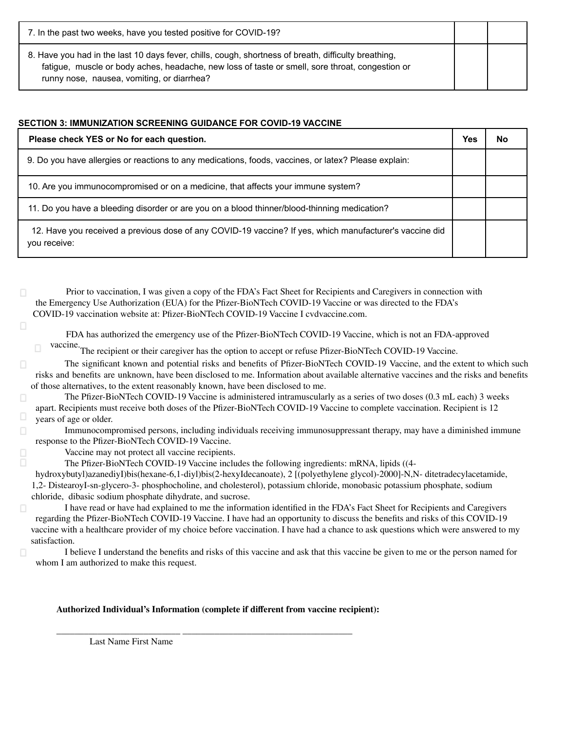| | | |
|---|---|---|
| 7. In the past two weeks, have you tested positive for COVID-19? | | |
| 8. Have you had in the last 10 days fever, chills, cough, shortness of breath, difficulty breathing, fatigue, muscle or body aches, headache, new loss of taste or smell, sore throat, congestion or runny nose, nausea, vomiting, or diarrhea? | | |

**SECTION 3: IMMUNIZATION SCREENING GUIDANCE FOR COVID-19 VACCINE**

| Please check YES or No for each question. | Yes | No |
|---|---|---|
| 9. Do you have allergies or reactions to any medications, foods, vaccines, or latex? Please explain: | | |
| 10. Are you immunocompromised or on a medicine, that affects your immune system? | | |
| 11. Do you have a bleeding disorder or are you on a blood thinner/blood-thinning medication? | | |
| 12. Have you received a previous dose of any COVID-19 vaccine? If yes, which manufacturer's vaccine did you receive: | | |

☐ Prior to vaccination, I was given a copy of the FDA's Fact Sheet for Recipients and Caregivers in connection with the Emergency Use Authorization (EUA) for the Pfizer-BioNTech COVID-19 Vaccine or was directed to the FDA's COVID-19 vaccination website at: Pfizer-BioNTech COVID-19 Vaccine I cvdvaccine.com.

☐ FDA has authorized the emergency use of the Pfizer-BioNTech COVID-19 Vaccine, which is not an FDA-approved vaccine.

☐ The recipient or their caregiver has the option to accept or refuse Pfizer-BioNTech COVID-19 Vaccine.

☐ The significant known and potential risks and benefits of Pfizer-BioNTech COVID-19 Vaccine, and the extent to which such risks and benefits are unknown, have been disclosed to me. Information about available alternative vaccines and the risks and benefits of those alternatives, to the extent reasonably known, have been disclosed to me.

☐ The Pfizer-BioNTech COVID-19 Vaccine is administered intramuscularly as a series of two doses (0.3 mL each) 3 weeks apart. Recipients must receive both doses of the Pfizer-BioNTech COVID-19 Vaccine to complete vaccination.

☐ Recipient is 12 years of age or older.

☐ Immunocompromised persons, including individuals receiving immunosuppressant therapy, may have a diminished immune response to the Pfizer-BioNTech COVID-19 Vaccine.

☐ Vaccine may not protect all vaccine recipients.

☐ The Pfizer-BioNTech COVID-19 Vaccine includes the following ingredients: mRNA, lipids ((4-hydroxybutyl)azanediyl)bis(hexane-6,1-diyl)bis(2-hexyldecanoate), 2 [(polyethylene glycol)-2000]-N,N- ditetradecylacetamide, 1,2- Distearoyl-sn-glycero-3- phosphocholine, and cholesterol), potassium chloride, monobasic potassium phosphate, sodium chloride, dibasic sodium phosphate dihydrate, and sucrose.

☐ I have read or have had explained to me the information identified in the FDA's Fact Sheet for Recipients and Caregivers regarding the Pfizer-BioNTech COVID-19 Vaccine. I have had an opportunity to discuss the benefits and risks of this COVID-19 vaccine with a healthcare provider of my choice before vaccination. I have had a chance to ask questions which were answered to my satisfaction.

☐ I believe I understand the benefits and risks of this vaccine and ask that this vaccine be given to me or the person named for whom I am authorized to make this request.

**Authorized Individual's Information (complete if different from vaccine recipient):**

\_\_\_\_\_\_\_\_\_\_\_\_\_\_\_\_\_\_\_\_\_\_\_\_\_\_ \_\_\_\_\_\_\_\_\_\_\_\_\_\_\_\_\_\_\_\_\_\_\_\_\_\_\_\_\_\_\_\_\_\_\_\_

Last Name First Name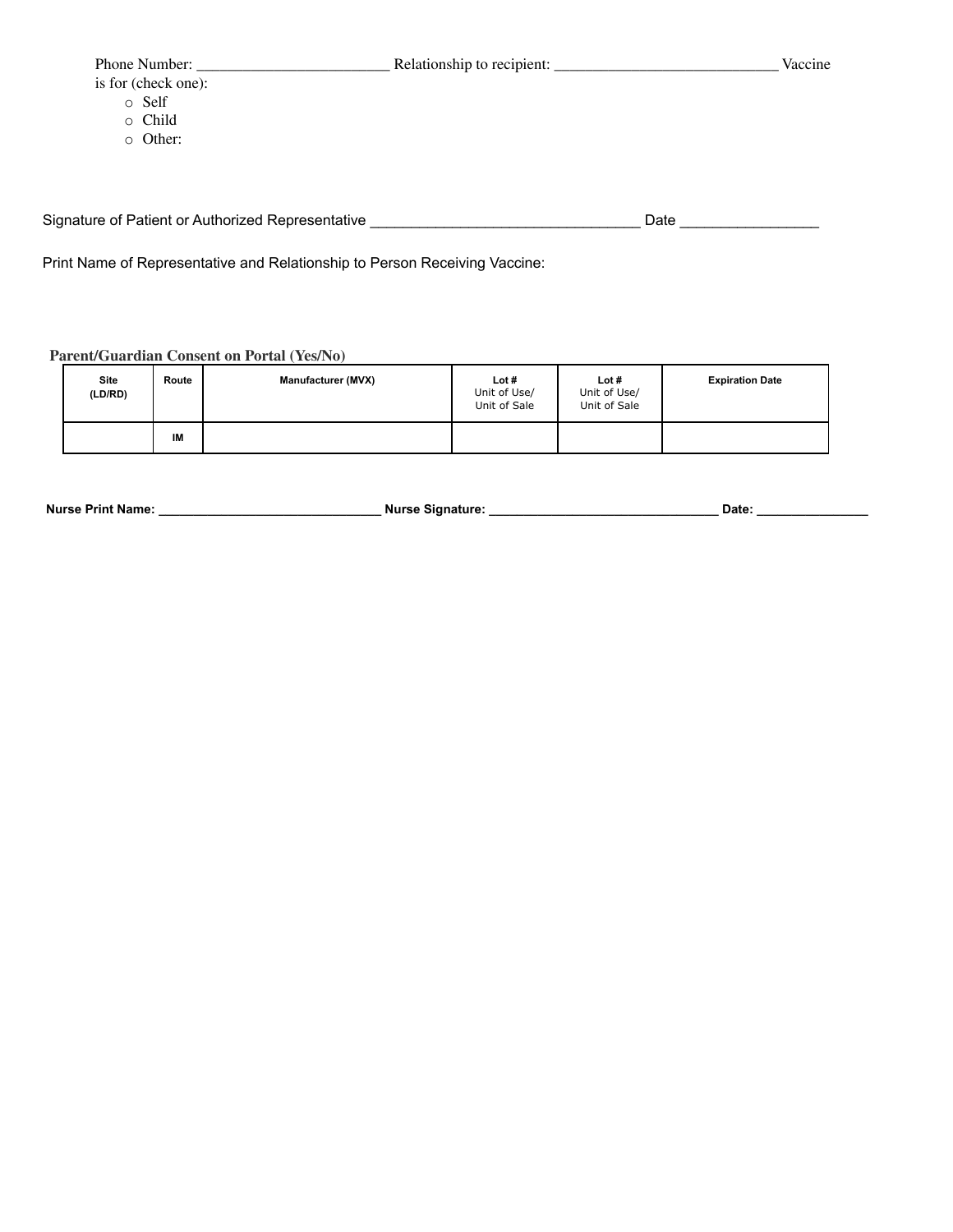Phone Number: _________________________ Relationship to recipient: _____________________________ Vaccine is for (check one):

- Self
- Child
- Other:

Signature of Patient or Authorized Representative _________________________________ Date _________________

Print Name of Representative and Relationship to Person Receiving Vaccine:

**Parent/Guardian Consent on Portal (Yes/No)**

| Site (LD/RD) | Route | Manufacturer (MVX) | Lot # Unit of Use/ Unit of Sale | Lot # Unit of Use/ Unit of Sale | Expiration Date |
|---|---|---|---|---|---|
| | IM | | | | |

**Nurse Print Name: _______________________________ Nurse Signature: ________________________________ Date: ________________**